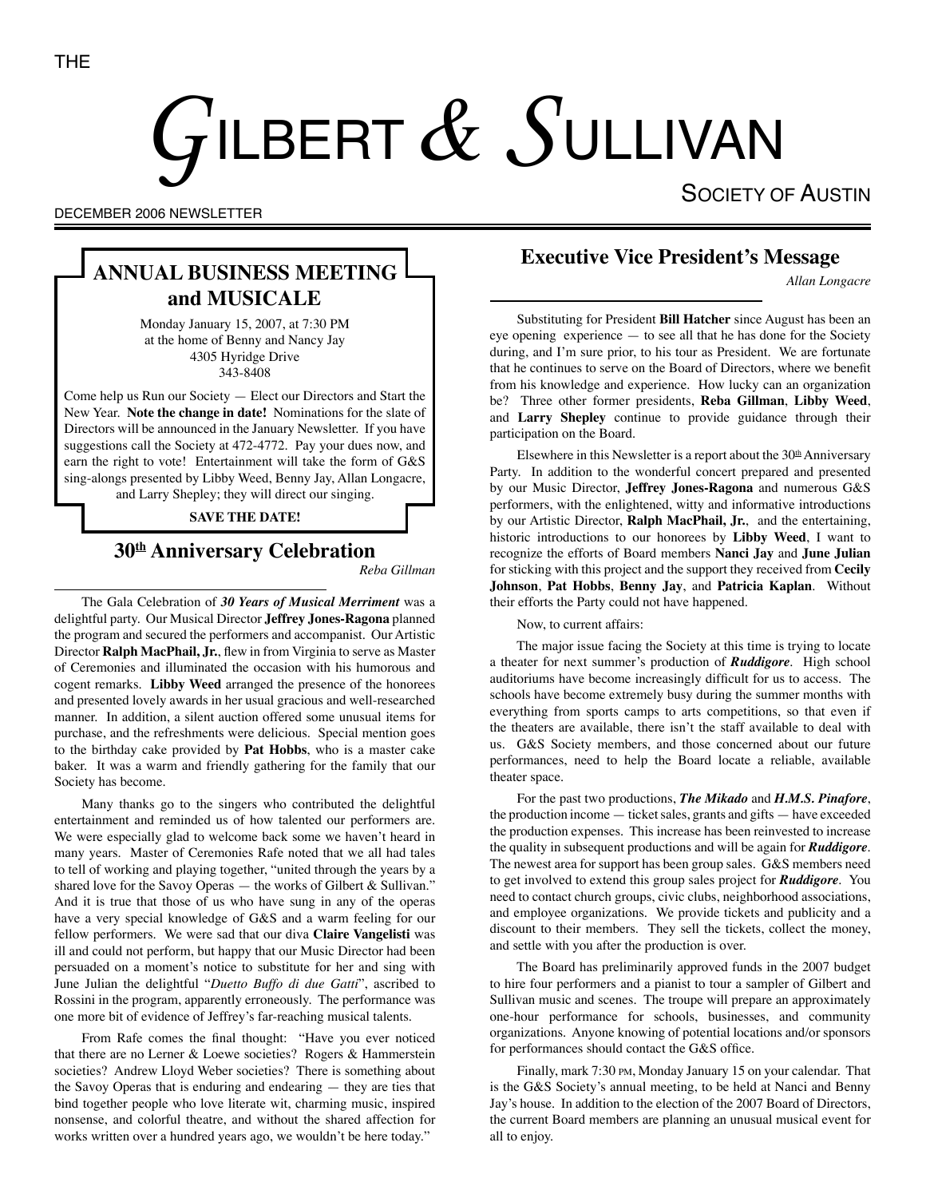THE

# GILBERT & SULLIVAN

SOCIETY OF AUSTIN

DECEMBER 2006 NEWSLETTER

## ANNUAL BUSINESS MEETING and MUSICALE

Monday January 15, 2007, at 7:30 PM
at the home of Benny and Nancy Jay
4305 Hyridge Drive
343-8408

Come help us Run our Society — Elect our Directors and Start the New Year. **Note the change in date!** Nominations for the slate of Directors will be announced in the January Newsletter. If you have suggestions call the Society at 472-4772. Pay your dues now, and earn the right to vote! Entertainment will take the form of G&S sing-alongs presented by Libby Weed, Benny Jay, Allan Longacre, and Larry Shepley; they will direct our singing.

**SAVE THE DATE!**

## 30th Anniversary Celebration

*Reba Gillman*

The Gala Celebration of ***30 Years of Musical Merriment*** was a delightful party. Our Musical Director **Jeffrey Jones-Ragona** planned the program and secured the performers and accompanist. Our Artistic Director **Ralph MacPhail, Jr.**, flew in from Virginia to serve as Master of Ceremonies and illuminated the occasion with his humorous and cogent remarks. **Libby Weed** arranged the presence of the honorees and presented lovely awards in her usual gracious and well-researched manner. In addition, a silent auction offered some unusual items for purchase, and the refreshments were delicious. Special mention goes to the birthday cake provided by **Pat Hobbs**, who is a master cake baker. It was a warm and friendly gathering for the family that our Society has become.

Many thanks go to the singers who contributed the delightful entertainment and reminded us of how talented our performers are. We were especially glad to welcome back some we haven't heard in many years. Master of Ceremonies Rafe noted that we all had tales to tell of working and playing together, "united through the years by a shared love for the Savoy Operas — the works of Gilbert & Sullivan." And it is true that those of us who have sung in any of the operas have a very special knowledge of G&S and a warm feeling for our fellow performers. We were sad that our diva **Claire Vangelisti** was ill and could not perform, but happy that our Music Director had been persuaded on a moment's notice to substitute for her and sing with June Julian the delightful "*Duetto Buffo di due Gatti*", ascribed to Rossini in the program, apparently erroneously. The performance was one more bit of evidence of Jeffrey's far-reaching musical talents.

From Rafe comes the final thought: "Have you ever noticed that there are no Lerner & Loewe societies? Rogers & Hammerstein societies? Andrew Lloyd Weber societies? There is something about the Savoy Operas that is enduring and endearing — they are ties that bind together people who love literate wit, charming music, inspired nonsense, and colorful theatre, and without the shared affection for works written over a hundred years ago, we wouldn't be here today."

## Executive Vice President's Message

*Allan Longacre*

Substituting for President **Bill Hatcher** since August has been an eye opening experience — to see all that he has done for the Society during, and I'm sure prior, to his tour as President. We are fortunate that he continues to serve on the Board of Directors, where we benefit from his knowledge and experience. How lucky can an organization be? Three other former presidents, **Reba Gillman**, **Libby Weed**, and **Larry Shepley** continue to provide guidance through their participation on the Board.

Elsewhere in this Newsletter is a report about the 30th Anniversary Party. In addition to the wonderful concert prepared and presented by our Music Director, **Jeffrey Jones-Ragona** and numerous G&S performers, with the enlightened, witty and informative introductions by our Artistic Director, **Ralph MacPhail, Jr.**, and the entertaining, historic introductions to our honorees by **Libby Weed**, I want to recognize the efforts of Board members **Nanci Jay** and **June Julian** for sticking with this project and the support they received from **Cecily Johnson**, **Pat Hobbs**, **Benny Jay**, and **Patricia Kaplan**. Without their efforts the Party could not have happened.

Now, to current affairs:

The major issue facing the Society at this time is trying to locate a theater for next summer's production of ***Ruddigore***. High school auditoriums have become increasingly difficult for us to access. The schools have become extremely busy during the summer months with everything from sports camps to arts competitions, so that even if the theaters are available, there isn't the staff available to deal with us. G&S Society members, and those concerned about our future performances, need to help the Board locate a reliable, available theater space.

For the past two productions, ***The Mikado*** and ***H.M.S. Pinafore***, the production income — ticket sales, grants and gifts — have exceeded the production expenses. This increase has been reinvested to increase the quality in subsequent productions and will be again for ***Ruddigore***. The newest area for support has been group sales. G&S members need to get involved to extend this group sales project for ***Ruddigore***. You need to contact church groups, civic clubs, neighborhood associations, and employee organizations. We provide tickets and publicity and a discount to their members. They sell the tickets, collect the money, and settle with you after the production is over.

The Board has preliminarily approved funds in the 2007 budget to hire four performers and a pianist to tour a sampler of Gilbert and Sullivan music and scenes. The troupe will prepare an approximately one-hour performance for schools, businesses, and community organizations. Anyone knowing of potential locations and/or sponsors for performances should contact the G&S office.

Finally, mark 7:30 PM, Monday January 15 on your calendar. That is the G&S Society's annual meeting, to be held at Nanci and Benny Jay's house. In addition to the election of the 2007 Board of Directors, the current Board members are planning an unusual musical event for all to enjoy.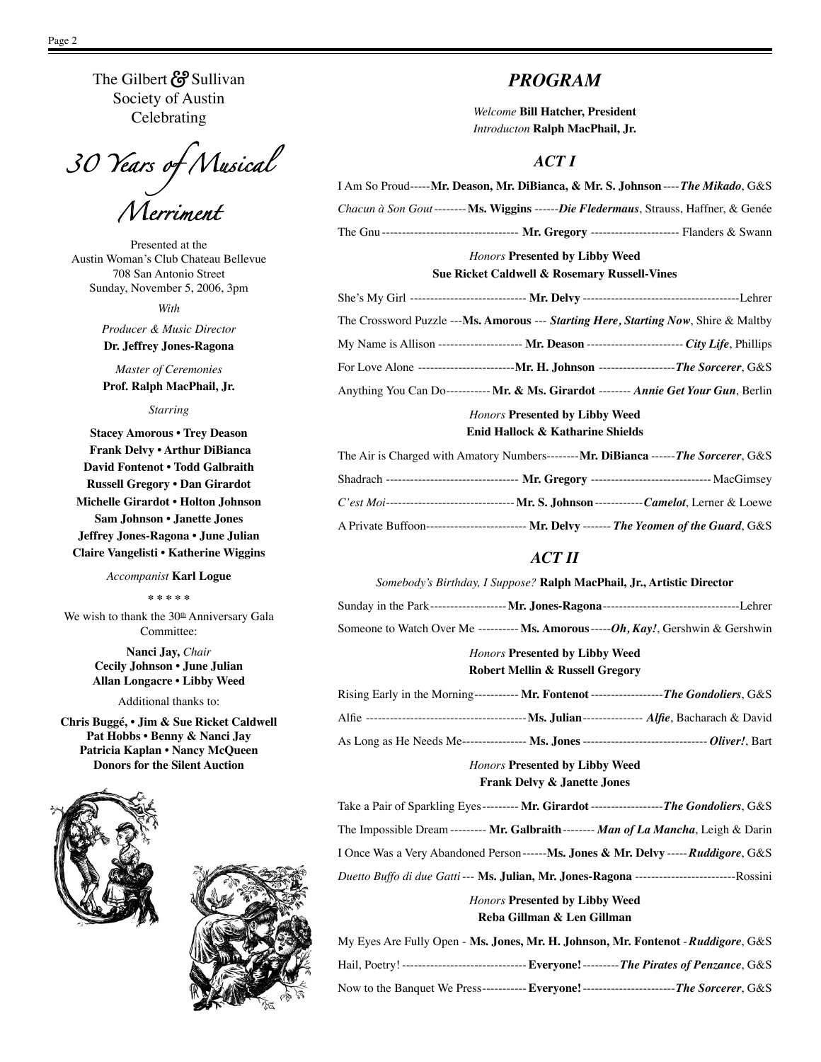The Gilbert & Sullivan Society of Austin Celebrating

# 30 Years of Musical Merriment

Presented at the
Austin Woman's Club Chateau Bellevue
708 San Antonio Street
Sunday, November 5, 2006, 3pm

*With*

*Producer & Music Director*
**Dr. Jeffrey Jones-Ragona**

*Master of Ceremonies*
**Prof. Ralph MacPhail, Jr.**

*Starring*

**Stacey Amorous • Trey Deason**
**Frank Delvy • Arthur DiBianca**
**David Fontenot • Todd Galbraith**
**Russell Gregory • Dan Girardot**
**Michelle Girardot • Holton Johnson**
**Sam Johnson • Janette Jones**
**Jeffrey Jones-Ragona • June Julian**
**Claire Vangelisti • Katherine Wiggins**

*Accompanist* **Karl Logue**

\* \* \* \* \*

We wish to thank the 30th Anniversary Gala Committee:

**Nanci Jay,** *Chair*
**Cecily Johnson • June Julian**
**Allan Longacre • Libby Weed**

Additional thanks to:

**Chris Buggé, • Jim & Sue Ricket Caldwell**
**Pat Hobbs • Benny & Nanci Jay**
**Patricia Kaplan • Nancy McQueen**
**Donors for the Silent Auction**

## *PROGRAM*

*Welcome* **Bill Hatcher, President**
*Introducton* **Ralph MacPhail, Jr.**

### *ACT I*

I Am So Proud-----**Mr. Deason, Mr. DiBianca, & Mr. S. Johnson**----***The Mikado***, G&S

*Chacun à Son Gout*--------**Ms. Wiggins**------***Die Fledermaus***, Strauss, Haffner, & Genée

The Gnu---------------------------------- **Mr. Gregory** ---------------------- Flanders & Swann

*Honors* **Presented by Libby Weed**
**Sue Ricket Caldwell & Rosemary Russell-Vines**

She's My Girl ----------------------------- **Mr. Delvy** ---------------------------------------Lehrer

The Crossword Puzzle ---**Ms. Amorous** --- ***Starting Here, Starting Now***, Shire & Maltby

My Name is Allison --------------------- **Mr. Deason** ------------------------ ***City Life***, Phillips

For Love Alone ------------------------**Mr. H. Johnson** -------------------***The Sorcerer***, G&S

Anything You Can Do----------- **Mr. & Ms. Girardot** -------- ***Annie Get Your Gun***, Berlin

*Honors* **Presented by Libby Weed**
**Enid Hallock & Katharine Shields**

The Air is Charged with Amatory Numbers--------**Mr. DiBianca** ------***The Sorcerer***, G&S

Shadrach --------------------------------- **Mr. Gregory** ------------------------------ MacGimsey

*C'est Moi*---------------------------------**Mr. S. Johnson**------------***Camelot***, Lerner & Loewe

A Private Buffoon------------------------- **Mr. Delvy** ------- ***The Yeomen of the Guard***, G&S

### *ACT II*

*Somebody's Birthday, I Suppose?* **Ralph MacPhail, Jr., Artistic Director**

Sunday in the Park-------------------**Mr. Jones-Ragona**----------------------------------Lehrer

Someone to Watch Over Me ----------**Ms. Amorous**-----***Oh, Kay!***, Gershwin & Gershwin

*Honors* **Presented by Libby Weed**
**Robert Mellin & Russell Gregory**

Rising Early in the Morning----------- **Mr. Fontenot**------------------***The Gondoliers***, G&S

Alfie -----------------------------------------**Ms. Julian**--------------- ***Alfie***, Bacharach & David

As Long as He Needs Me---------------- **Ms. Jones** ------------------------------- ***Oliver!***, Bart

*Honors* **Presented by Libby Weed**
**Frank Delvy & Janette Jones**

Take a Pair of Sparkling Eyes--------- **Mr. Girardot**------------------***The Gondoliers***, G&S

The Impossible Dream--------- **Mr. Galbraith**-------- ***Man of La Mancha***, Leigh & Darin

I Once Was a Very Abandoned Person------**Ms. Jones & Mr. Delvy**-----***Ruddigore***, G&S

*Duetto Buffo di due Gatti*--- **Ms. Julian, Mr. Jones-Ragona** -------------------------Rossini

*Honors* **Presented by Libby Weed**
**Reba Gillman & Len Gillman**

My Eyes Are Fully Open - **Ms. Jones, Mr. H. Johnson, Mr. Fontenot** - ***Ruddigore***, G&S

Hail, Poetry! ------------------------------- **Everyone!**---------***The Pirates of Penzance***, G&S

Now to the Banquet We Press----------- **Everyone!**-----------------------***The Sorcerer***, G&S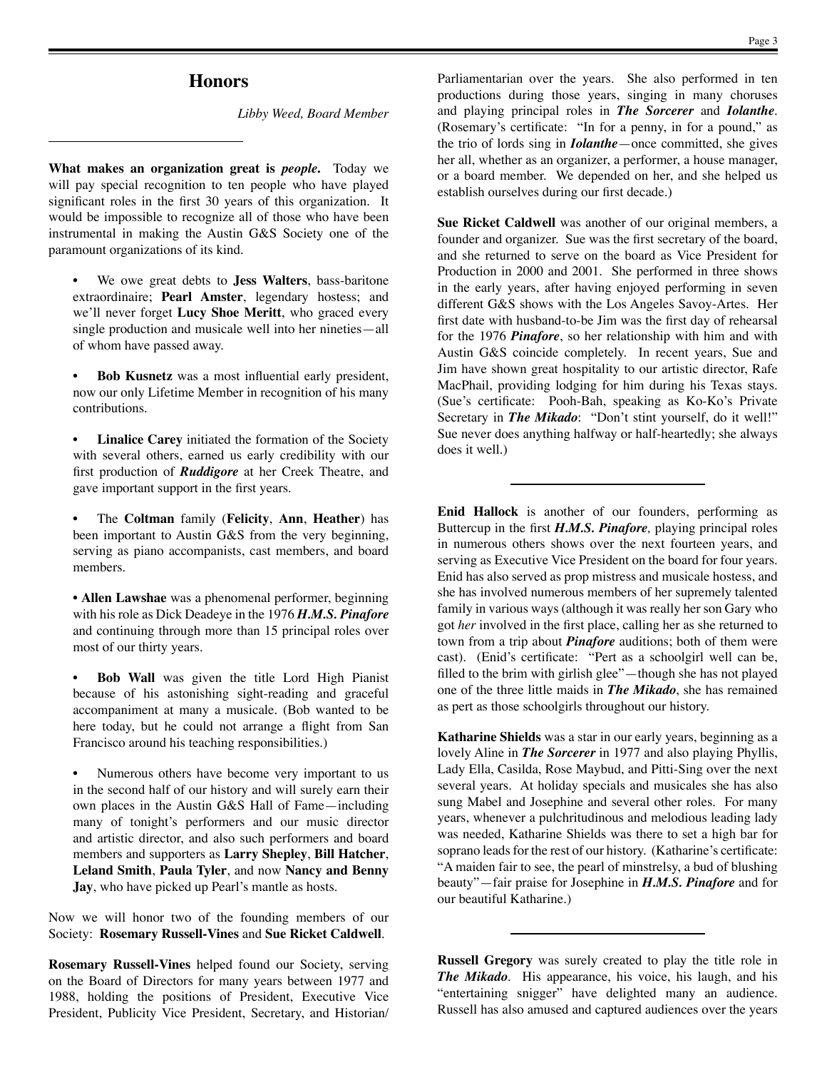## Honors

*Libby Weed, Board Member*

---

**What makes an organization great is *people*.** Today we will pay special recognition to ten people who have played significant roles in the first 30 years of this organization. It would be impossible to recognize all of those who have been instrumental in making the Austin G&S Society one of the paramount organizations of its kind.

- We owe great debts to **Jess Walters**, bass-baritone extraordinaire; **Pearl Amster**, legendary hostess; and we'll never forget **Lucy Shoe Meritt**, who graced every single production and musicale well into her nineties—all of whom have passed away.

- **Bob Kusnetz** was a most influential early president, now our only Lifetime Member in recognition of his many contributions.

- **Linalice Carey** initiated the formation of the Society with several others, earned us early credibility with our first production of ***Ruddigore*** at her Creek Theatre, and gave important support in the first years.

- The **Coltman** family (**Felicity**, **Ann**, **Heather**) has been important to Austin G&S from the very beginning, serving as piano accompanists, cast members, and board members.

- **Allen Lawshae** was a phenomenal performer, beginning with his role as Dick Deadeye in the 1976 ***H.M.S. Pinafore*** and continuing through more than 15 principal roles over most of our thirty years.

- **Bob Wall** was given the title Lord High Pianist because of his astonishing sight-reading and graceful accompaniment at many a musicale. (Bob wanted to be here today, but he could not arrange a flight from San Francisco around his teaching responsibilities.)

- Numerous others have become very important to us in the second half of our history and will surely earn their own places in the Austin G&S Hall of Fame—including many of tonight's performers and our music director and artistic director, and also such performers and board members and supporters as **Larry Shepley**, **Bill Hatcher**, **Leland Smith**, **Paula Tyler**, and now **Nancy and Benny Jay**, who have picked up Pearl's mantle as hosts.

Now we will honor two of the founding members of our Society: **Rosemary Russell-Vines** and **Sue Ricket Caldwell**.

**Rosemary Russell-Vines** helped found our Society, serving on the Board of Directors for many years between 1977 and 1988, holding the positions of President, Executive Vice President, Publicity Vice President, Secretary, and Historian/Parliamentarian over the years. She also performed in ten productions during those years, singing in many choruses and playing principal roles in ***The Sorcerer*** and ***Iolanthe***. (Rosemary's certificate: "In for a penny, in for a pound," as the trio of lords sing in ***Iolanthe***—once committed, she gives her all, whether as an organizer, a performer, a house manager, or a board member. We depended on her, and she helped us establish ourselves during our first decade.)

**Sue Ricket Caldwell** was another of our original members, a founder and organizer. Sue was the first secretary of the board, and she returned to serve on the board as Vice President for Production in 2000 and 2001. She performed in three shows in the early years, after having enjoyed performing in seven different G&S shows with the Los Angeles Savoy-Artes. Her first date with husband-to-be Jim was the first day of rehearsal for the 1976 ***Pinafore***, so her relationship with him and with Austin G&S coincide completely. In recent years, Sue and Jim have shown great hospitality to our artistic director, Rafe MacPhail, providing lodging for him during his Texas stays. (Sue's certificate: Pooh-Bah, speaking as Ko-Ko's Private Secretary in ***The Mikado***: "Don't stint yourself, do it well!" Sue never does anything halfway or half-heartedly; she always does it well.)

---

**Enid Hallock** is another of our founders, performing as Buttercup in the first ***H.M.S. Pinafore***, playing principal roles in numerous others shows over the next fourteen years, and serving as Executive Vice President on the board for four years. Enid has also served as prop mistress and musicale hostess, and she has involved numerous members of her supremely talented family in various ways (although it was really her son Gary who got *her* involved in the first place, calling her as she returned to town from a trip about ***Pinafore*** auditions; both of them were cast). (Enid's certificate: "Pert as a schoolgirl well can be, filled to the brim with girlish glee"—though she has not played one of the three little maids in ***The Mikado***, she has remained as pert as those schoolgirls throughout our history.

**Katharine Shields** was a star in our early years, beginning as a lovely Aline in ***The Sorcerer*** in 1977 and also playing Phyllis, Lady Ella, Casilda, Rose Maybud, and Pitti-Sing over the next several years. At holiday specials and musicales she has also sung Mabel and Josephine and several other roles. For many years, whenever a pulchritudinous and melodious leading lady was needed, Katharine Shields was there to set a high bar for soprano leads for the rest of our history. (Katharine's certificate: "A maiden fair to see, the pearl of minstrelsy, a bud of blushing beauty"—fair praise for Josephine in ***H.M.S. Pinafore*** and for our beautiful Katharine.)

---

**Russell Gregory** was surely created to play the title role in ***The Mikado***. His appearance, his voice, his laugh, and his "entertaining snigger" have delighted many an audience. Russell has also amused and captured audiences over the years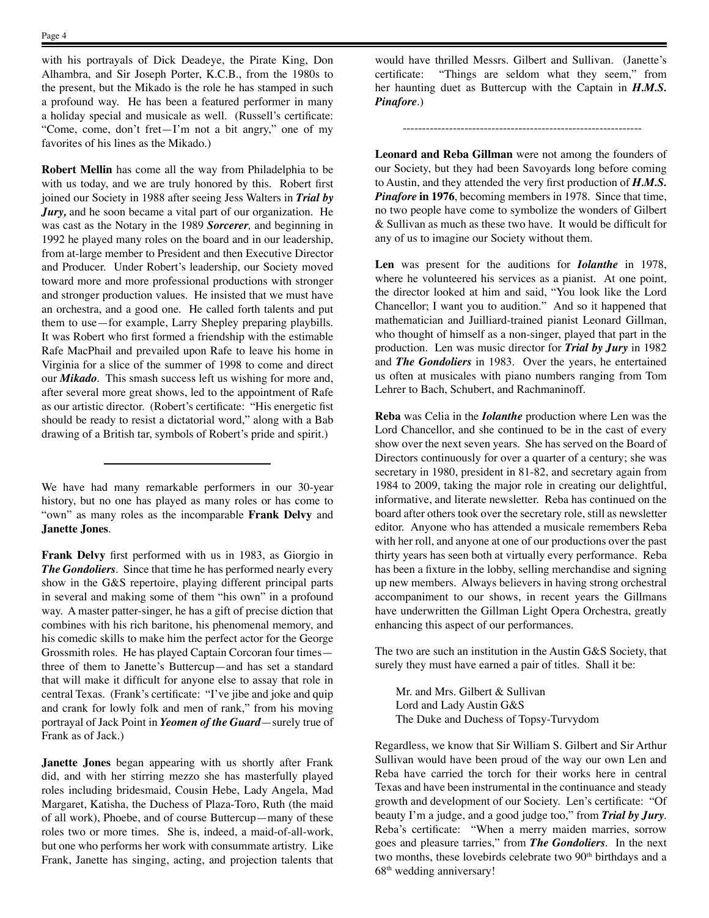with his portrayals of Dick Deadeye, the Pirate King, Don Alhambra, and Sir Joseph Porter, K.C.B., from the 1980s to the present, but the Mikado is the role he has stamped in such a profound way. He has been a featured performer in many a holiday special and musicale as well. (Russell's certificate: "Come, come, don't fret—I'm not a bit angry," one of my favorites of his lines as the Mikado.)

**Robert Mellin** has come all the way from Philadelphia to be with us today, and we are truly honored by this. Robert first joined our Society in 1988 after seeing Jess Walters in ***Trial by Jury,*** and he soon became a vital part of our organization. He was cast as the Notary in the 1989 ***Sorcerer,*** and beginning in 1992 he played many roles on the board and in our leadership, from at-large member to President and then Executive Director and Producer. Under Robert's leadership, our Society moved toward more and more professional productions with stronger and stronger production values. He insisted that we must have an orchestra, and a good one. He called forth talents and put them to use—for example, Larry Shepley preparing playbills. It was Robert who first formed a friendship with the estimable Rafe MacPhail and prevailed upon Rafe to leave his home in Virginia for a slice of the summer of 1998 to come and direct our ***Mikado***. This smash success left us wishing for more and, after several more great shows, led to the appointment of Rafe as our artistic director. (Robert's certificate: "His energetic fist should be ready to resist a dictatorial word," along with a Bab drawing of a British tar, symbols of Robert's pride and spirit.)

---

We have had many remarkable performers in our 30-year history, but no one has played as many roles or has come to "own" as many roles as the incomparable **Frank Delvy** and **Janette Jones**.

**Frank Delvy** first performed with us in 1983, as Giorgio in ***The Gondoliers***. Since that time he has performed nearly every show in the G&S repertoire, playing different principal parts in several and making some of them "his own" in a profound way. A master patter-singer, he has a gift of precise diction that combines with his rich baritone, his phenomenal memory, and his comedic skills to make him the perfect actor for the George Grossmith roles. He has played Captain Corcoran four times—three of them to Janette's Buttercup—and has set a standard that will make it difficult for anyone else to assay that role in central Texas. (Frank's certificate: "I've jibe and joke and quip and crank for lowly folk and men of rank," from his moving portrayal of Jack Point in ***Yeomen of the Guard***—surely true of Frank as of Jack.)

**Janette Jones** began appearing with us shortly after Frank did, and with her stirring mezzo she has masterfully played roles including bridesmaid, Cousin Hebe, Lady Angela, Mad Margaret, Katisha, the Duchess of Plaza-Toro, Ruth (the maid of all work), Phoebe, and of course Buttercup—many of these roles two or more times. She is, indeed, a maid-of-all-work, but one who performs her work with consummate artistry. Like Frank, Janette has singing, acting, and projection talents that would have thrilled Messrs. Gilbert and Sullivan. (Janette's certificate: "Things are seldom what they seem," from her haunting duet as Buttercup with the Captain in ***H.M.S. Pinafore***.)

---

**Leonard and Reba Gillman** were not among the founders of our Society, but they had been Savoyards long before coming to Austin, and they attended the very first production of ***H.M.S. Pinafore* in 1976**, becoming members in 1978. Since that time, no two people have come to symbolize the wonders of Gilbert & Sullivan as much as these two have. It would be difficult for any of us to imagine our Society without them.

**Len** was present for the auditions for ***Iolanthe*** in 1978, where he volunteered his services as a pianist. At one point, the director looked at him and said, "You look like the Lord Chancellor; I want you to audition." And so it happened that mathematician and Juilliard-trained pianist Leonard Gillman, who thought of himself as a non-singer, played that part in the production. Len was music director for ***Trial by Jury*** in 1982 and ***The Gondoliers*** in 1983. Over the years, he entertained us often at musicales with piano numbers ranging from Tom Lehrer to Bach, Schubert, and Rachmaninoff.

**Reba** was Celia in the ***Iolanthe*** production where Len was the Lord Chancellor, and she continued to be in the cast of every show over the next seven years. She has served on the Board of Directors continuously for over a quarter of a century; she was secretary in 1980, president in 81-82, and secretary again from 1984 to 2009, taking the major role in creating our delightful, informative, and literate newsletter. Reba has continued on the board after others took over the secretary role, still as newsletter editor. Anyone who has attended a musicale remembers Reba with her roll, and anyone at one of our productions over the past thirty years has seen both at virtually every performance. Reba has been a fixture in the lobby, selling merchandise and signing up new members. Always believers in having strong orchestral accompaniment to our shows, in recent years the Gillmans have underwritten the Gillman Light Opera Orchestra, greatly enhancing this aspect of our performances.

The two are such an institution in the Austin G&S Society, that surely they must have earned a pair of titles. Shall it be:

Mr. and Mrs. Gilbert & Sullivan  
Lord and Lady Austin G&S  
The Duke and Duchess of Topsy-Turvydom

Regardless, we know that Sir William S. Gilbert and Sir Arthur Sullivan would have been proud of the way our own Len and Reba have carried the torch for their works here in central Texas and have been instrumental in the continuance and steady growth and development of our Society. Len's certificate: "Of beauty I'm a judge, and a good judge too," from ***Trial by Jury***. Reba's certificate: "When a merry maiden marries, sorrow goes and pleasure tarries," from ***The Gondoliers***. In the next two months, these lovebirds celebrate two 90th birthdays and a 68th wedding anniversary!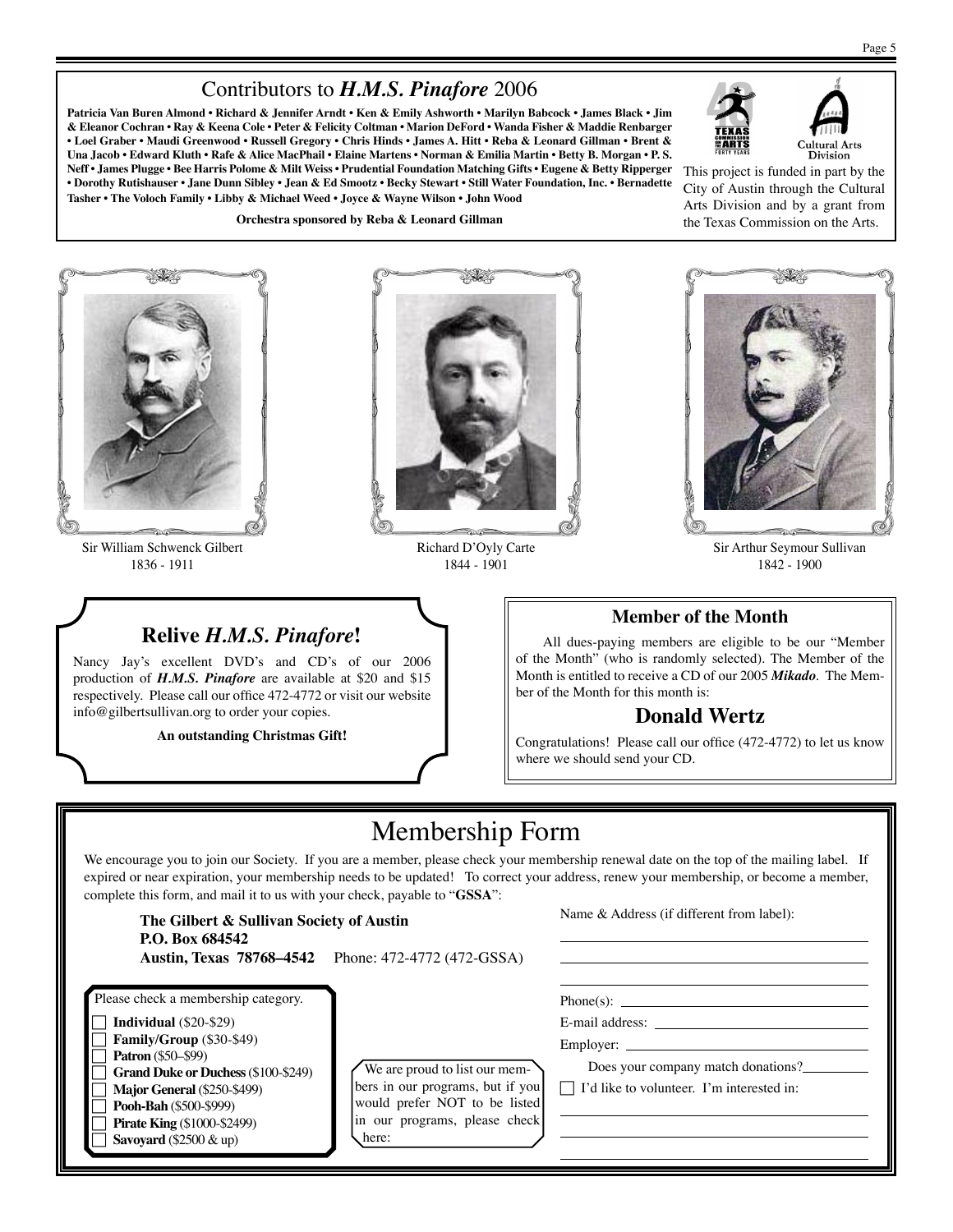## Contributors to ***H.M.S. Pinafore*** 2006

**Patricia Van Buren Almond • Richard & Jennifer Arndt • Ken & Emily Ashworth • Marilyn Babcock • James Black • Jim & Eleanor Cochran • Ray & Keena Cole • Peter & Felicity Coltman • Marion DeFord • Wanda Fisher & Maddie Renbarger • Loel Graber • Maudi Greenwood • Russell Gregory • Chris Hinds • James A. Hitt • Reba & Leonard Gillman • Brent & Una Jacob • Edward Kluth • Rafe & Alice MacPhail • Elaine Martens • Norman & Emilia Martin • Betty B. Morgan • P. S. Neff • James Plugge • Bee Harris Polome & Milt Weiss • Prudential Foundation Matching Gifts • Eugene & Betty Ripperger • Dorothy Rutishauser • Jane Dunn Sibley • Jean & Ed Smootz • Becky Stewart • Still Water Foundation, Inc. • Bernadette Tasher • The Voloch Family • Libby & Michael Weed • Joyce & Wayne Wilson • John Wood**

**Orchestra sponsored by Reba & Leonard Gillman**

This project is funded in part by the City of Austin through the Cultural Arts Division and by a grant from the Texas Commission on the Arts.

Sir William Schwenck Gilbert
1836 - 1911

Richard D'Oyly Carte
1844 - 1901

Sir Arthur Seymour Sullivan
1842 - 1900

## Relive *H.M.S. Pinafore*!

Nancy Jay's excellent DVD's and CD's of our 2006 production of ***H.M.S. Pinafore*** are available at $20 and $15 respectively. Please call our office 472-4772 or visit our website info@gilbertsullivan.org to order your copies.

**An outstanding Christmas Gift!**

## Member of the Month

All dues-paying members are eligible to be our "Member of the Month" (who is randomly selected). The Member of the Month is entitled to receive a CD of our 2005 ***Mikado***. The Member of the Month for this month is:

## Donald Wertz

Congratulations! Please call our office (472-4772) to let us know where we should send your CD.

# Membership Form

We encourage you to join our Society. If you are a member, please check your membership renewal date on the top of the mailing label. If expired or near expiration, your membership needs to be updated! To correct your address, renew your membership, or become a member, complete this form, and mail it to us with your check, payable to "**GSSA**":

**The Gilbert & Sullivan Society of Austin**
**P.O. Box 684542**
**Austin, Texas 78768–4542** Phone: 472-4772 (472-GSSA)

Please check a membership category.

- ☐ **Individual** ($20-$29)
- ☐ **Family/Group** ($30-$49)
- ☐ **Patron** ($50–$99)
- ☐ **Grand Duke or Duchess** ($100-$249)
- ☐ **Major General** ($250-$499)
- ☐ **Pooh-Bah** ($500-$999)
- ☐ **Pirate King** ($1000-$2499)
- ☐ **Savoyard** ($2500 & up)

We are proud to list our members in our programs, but if you would prefer NOT to be listed in our programs, please check here:

Name & Address (if different from label):

\_\_\_\_\_\_\_\_\_\_\_\_\_\_\_\_\_\_\_\_\_\_\_\_\_\_\_\_\_\_\_\_

\_\_\_\_\_\_\_\_\_\_\_\_\_\_\_\_\_\_\_\_\_\_\_\_\_\_\_\_\_\_\_\_

\_\_\_\_\_\_\_\_\_\_\_\_\_\_\_\_\_\_\_\_\_\_\_\_\_\_\_\_\_\_\_\_

Phone(s): \_\_\_\_\_\_\_\_\_\_\_\_\_\_\_\_\_\_\_\_\_\_\_\_

E-mail address: \_\_\_\_\_\_\_\_\_\_\_\_\_\_\_\_\_\_\_\_

Employer: \_\_\_\_\_\_\_\_\_\_\_\_\_\_\_\_\_\_\_\_\_\_\_\_

Does your company match donations?\_\_\_\_\_\_\_\_

☐ I'd like to volunteer. I'm interested in:

\_\_\_\_\_\_\_\_\_\_\_\_\_\_\_\_\_\_\_\_\_\_\_\_\_\_\_\_\_\_\_\_

\_\_\_\_\_\_\_\_\_\_\_\_\_\_\_\_\_\_\_\_\_\_\_\_\_\_\_\_\_\_\_\_

\_\_\_\_\_\_\_\_\_\_\_\_\_\_\_\_\_\_\_\_\_\_\_\_\_\_\_\_\_\_\_\_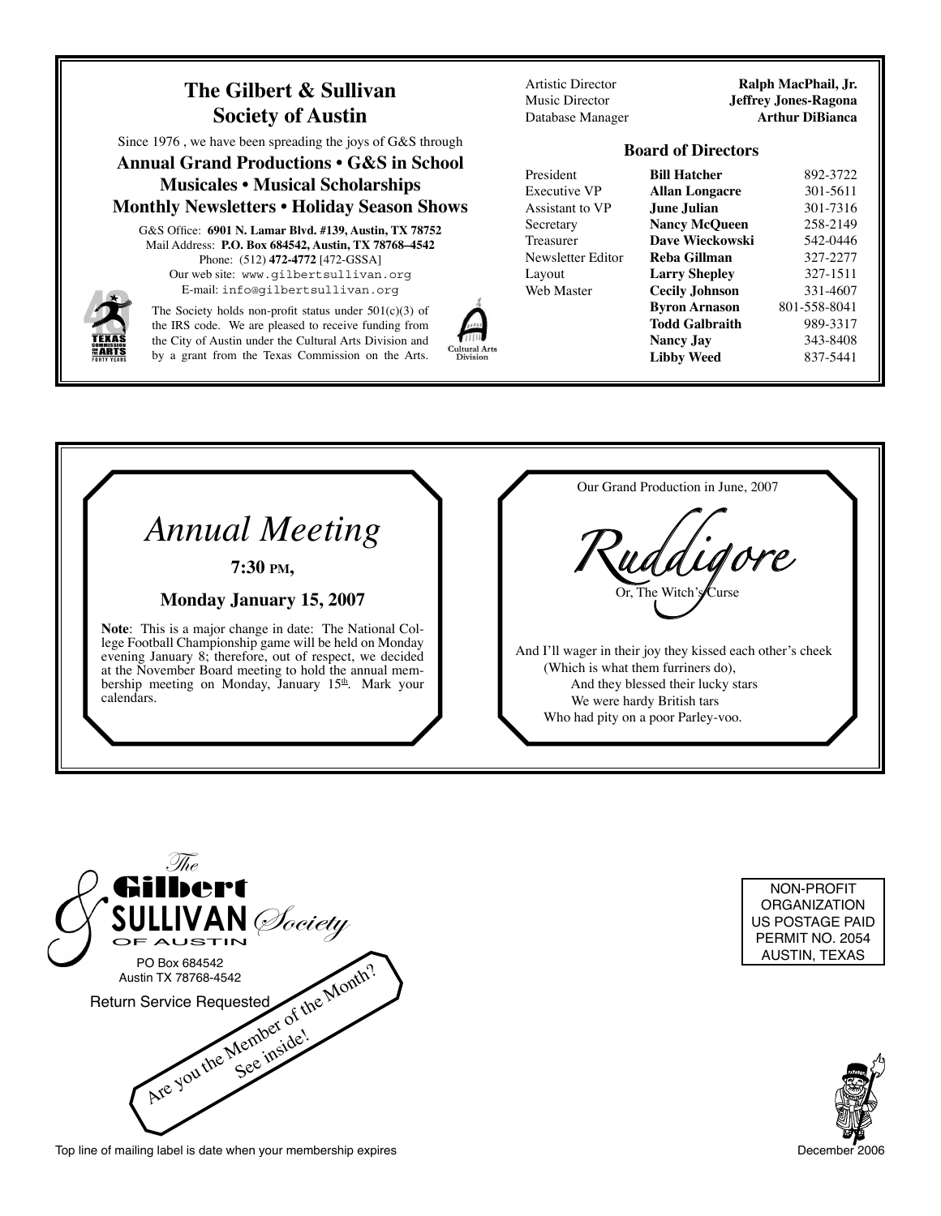## The Gilbert & Sullivan Society of Austin

Since 1976 , we have been spreading the joys of G&S through

**Annual Grand Productions • G&S in School Musicales • Musical Scholarships Monthly Newsletters • Holiday Season Shows**

G&S Office: **6901 N. Lamar Blvd. #139, Austin, TX 78752**
Mail Address: **P.O. Box 684542, Austin, TX 78768–4542**
Phone: (512) **472-4772** [472-GSSA]
Our web site: www.gilbertsullivan.org
E-mail: info@gilbertsullivan.org

The Society holds non-profit status under 501(c)(3) of the IRS code. We are pleased to receive funding from the City of Austin under the Cultural Arts Division and by a grant from the Texas Commission on the Arts.

| | |
|---|---|
| Artistic Director | **Ralph MacPhail, Jr.** |
| Music Director | **Jeffrey Jones-Ragona** |
| Database Manager | **Arthur DiBianca** |

### Board of Directors

| | | |
|---|---|---|
| President | **Bill Hatcher** | 892-3722 |
| Executive VP | **Allan Longacre** | 301-5611 |
| Assistant to VP | **June Julian** | 301-7316 |
| Secretary | **Nancy McQueen** | 258-2149 |
| Treasurer | **Dave Wieckowski** | 542-0446 |
| Newsletter Editor | **Reba Gillman** | 327-2277 |
| Layout | **Larry Shepley** | 327-1511 |
| Web Master | **Cecily Johnson** | 331-4607 |
| | **Byron Arnason** | 801-558-8041 |
| | **Todd Galbraith** | 989-3317 |
| | **Nancy Jay** | 343-8408 |
| | **Libby Weed** | 837-5441 |

# *Annual Meeting*

**7:30 PM,**

**Monday January 15, 2007**

**Note**: This is a major change in date: The National College Football Championship game will be held on Monday evening January 8; therefore, out of respect, we decided at the November Board meeting to hold the annual membership meeting on Monday, January 15th. Mark your calendars.

Our Grand Production in June, 2007

# *Ruddigore*

Or, The Witch's Curse

And I'll wager in their joy they kissed each other's cheek
(Which is what them furriners do),
And they blessed their lucky stars
We were hardy British tars
Who had pity on a poor Parley-voo.

*The* Gilbert & Sullivan *Society* of Austin

PO Box 684542
Austin TX 78768-4542

Return Service Requested

Are you the Member of the Month? See inside!

NON-PROFIT ORGANIZATION
US POSTAGE PAID
PERMIT NO. 2054
AUSTIN, TEXAS

Top line of mailing label is date when your membership expires

December 2006